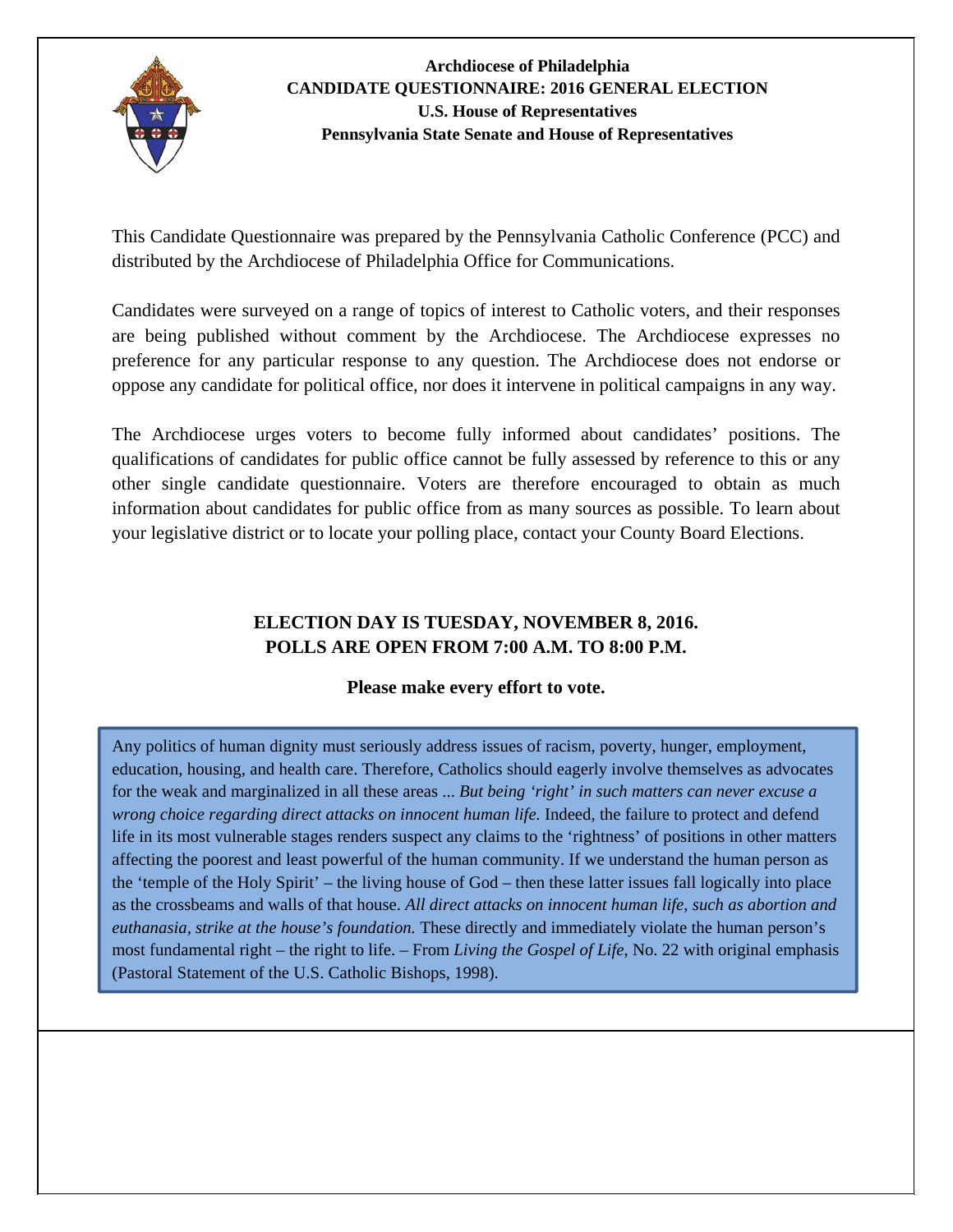**Archdiocese of Philadelphia**
**CANDIDATE QUESTIONNAIRE: 2016 GENERAL ELECTION**
**U.S. House of Representatives**
**Pennsylvania State Senate and House of Representatives**

This Candidate Questionnaire was prepared by the Pennsylvania Catholic Conference (PCC) and distributed by the Archdiocese of Philadelphia Office for Communications.

Candidates were surveyed on a range of topics of interest to Catholic voters, and their responses are being published without comment by the Archdiocese. The Archdiocese expresses no preference for any particular response to any question. The Archdiocese does not endorse or oppose any candidate for political office, nor does it intervene in political campaigns in any way.

The Archdiocese urges voters to become fully informed about candidates' positions. The qualifications of candidates for public office cannot be fully assessed by reference to this or any other single candidate questionnaire. Voters are therefore encouraged to obtain as much information about candidates for public office from as many sources as possible. To learn about your legislative district or to locate your polling place, contact your County Board Elections.

**ELECTION DAY IS TUESDAY, NOVEMBER 8, 2016.**
**POLLS ARE OPEN FROM 7:00 A.M. TO 8:00 P.M.**

**Please make every effort to vote.**

> Any politics of human dignity must seriously address issues of racism, poverty, hunger, employment, education, housing, and health care. Therefore, Catholics should eagerly involve themselves as advocates for the weak and marginalized in all these areas ... *But being 'right' in such matters can never excuse a wrong choice regarding direct attacks on innocent human life.* Indeed, the failure to protect and defend life in its most vulnerable stages renders suspect any claims to the 'rightness' of positions in other matters affecting the poorest and least powerful of the human community. If we understand the human person as the 'temple of the Holy Spirit' – the living house of God – then these latter issues fall logically into place as the crossbeams and walls of that house. *All direct attacks on innocent human life, such as abortion and euthanasia, strike at the house's foundation.* These directly and immediately violate the human person's most fundamental right – the right to life. – From *Living the Gospel of Life*, No. 22 with original emphasis (Pastoral Statement of the U.S. Catholic Bishops, 1998).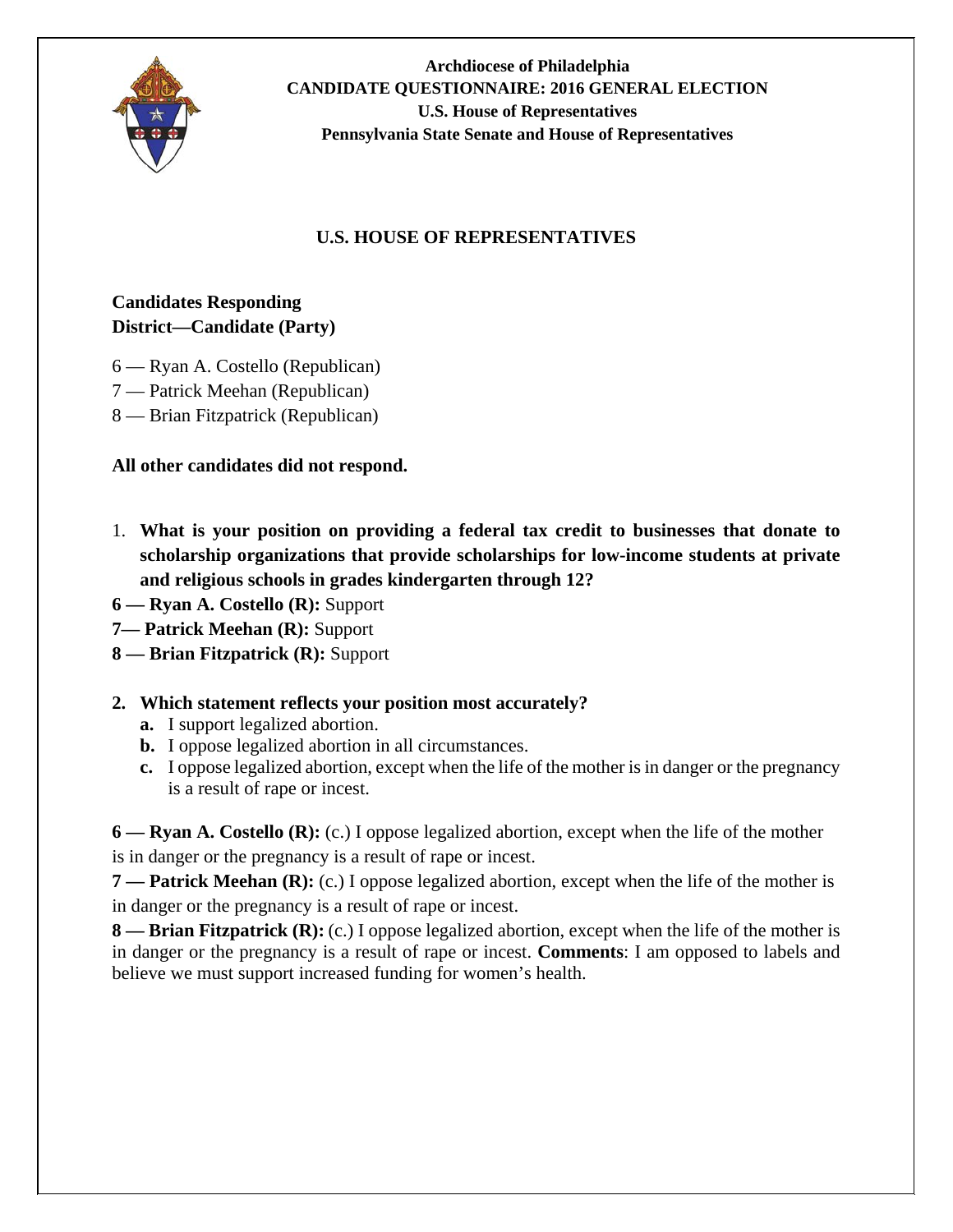**Archdiocese of Philadelphia**
**CANDIDATE QUESTIONNAIRE: 2016 GENERAL ELECTION**
**U.S. House of Representatives**
**Pennsylvania State Senate and House of Representatives**

## U.S. HOUSE OF REPRESENTATIVES

**Candidates Responding**
**District—Candidate (Party)**

6 — Ryan A. Costello (Republican)
7 — Patrick Meehan (Republican)
8 — Brian Fitzpatrick (Republican)

**All other candidates did not respond.**

1. **What is your position on providing a federal tax credit to businesses that donate to scholarship organizations that provide scholarships for low-income students at private and religious schools in grades kindergarten through 12?**

**6 — Ryan A. Costello (R):** Support
**7— Patrick Meehan (R):** Support
**8 — Brian Fitzpatrick (R):** Support

2. **Which statement reflects your position most accurately?**
   - **a.** I support legalized abortion.
   - **b.** I oppose legalized abortion in all circumstances.
   - **c.** I oppose legalized abortion, except when the life of the mother is in danger or the pregnancy is a result of rape or incest.

**6 — Ryan A. Costello (R):** (c.) I oppose legalized abortion, except when the life of the mother is in danger or the pregnancy is a result of rape or incest.

**7 — Patrick Meehan (R):** (c.) I oppose legalized abortion, except when the life of the mother is in danger or the pregnancy is a result of rape or incest.

**8 — Brian Fitzpatrick (R):** (c.) I oppose legalized abortion, except when the life of the mother is in danger or the pregnancy is a result of rape or incest. **Comments**: I am opposed to labels and believe we must support increased funding for women's health.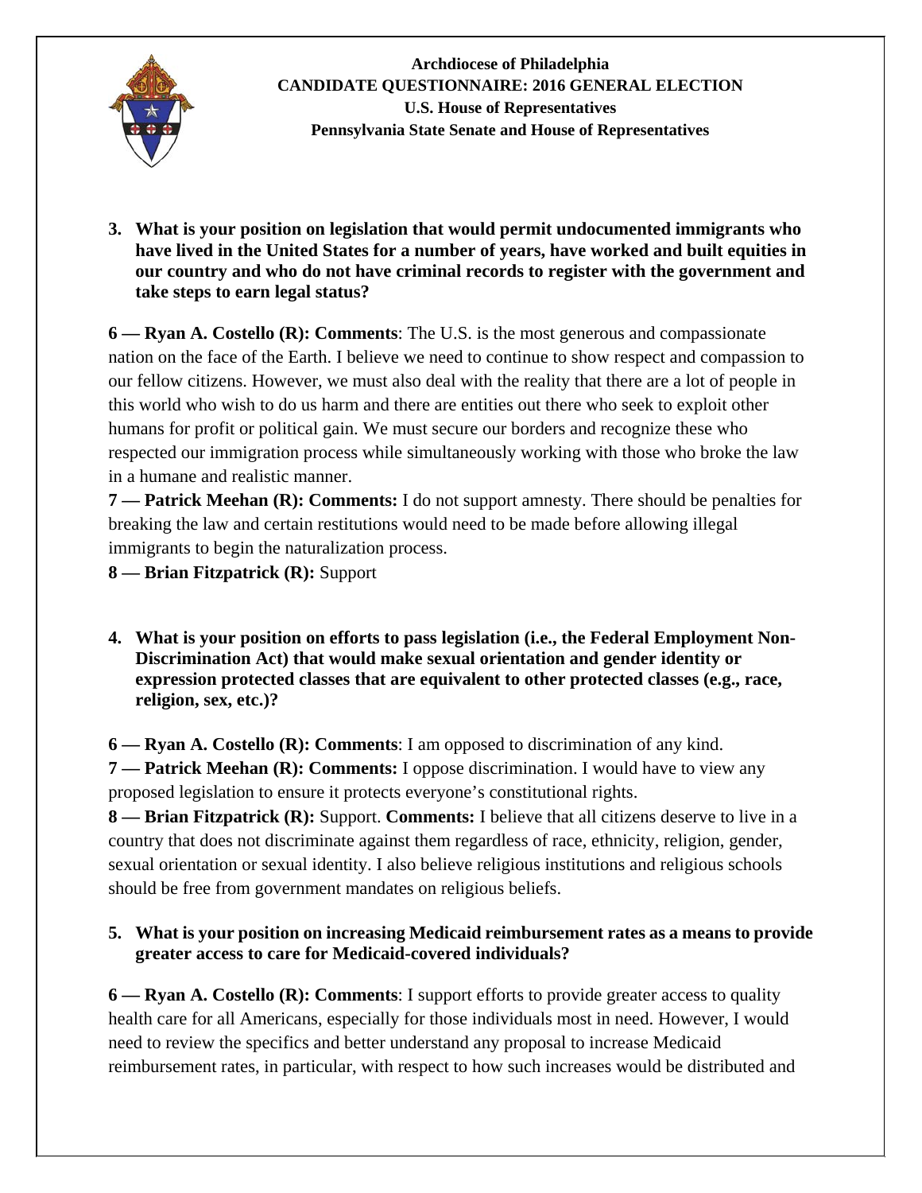**Archdiocese of Philadelphia**
**CANDIDATE QUESTIONNAIRE: 2016 GENERAL ELECTION**
**U.S. House of Representatives**
**Pennsylvania State Senate and House of Representatives**

3. **What is your position on legislation that would permit undocumented immigrants who have lived in the United States for a number of years, have worked and built equities in our country and who do not have criminal records to register with the government and take steps to earn legal status?**

**6 — Ryan A. Costello (R): Comments**: The U.S. is the most generous and compassionate nation on the face of the Earth. I believe we need to continue to show respect and compassion to our fellow citizens. However, we must also deal with the reality that there are a lot of people in this world who wish to do us harm and there are entities out there who seek to exploit other humans for profit or political gain. We must secure our borders and recognize these who respected our immigration process while simultaneously working with those who broke the law in a humane and realistic manner.
**7 — Patrick Meehan (R): Comments:** I do not support amnesty. There should be penalties for breaking the law and certain restitutions would need to be made before allowing illegal immigrants to begin the naturalization process.
**8 — Brian Fitzpatrick (R):** Support

4. **What is your position on efforts to pass legislation (i.e., the Federal Employment Non-Discrimination Act) that would make sexual orientation and gender identity or expression protected classes that are equivalent to other protected classes (e.g., race, religion, sex, etc.)?**

**6 — Ryan A. Costello (R): Comments**: I am opposed to discrimination of any kind.
**7 — Patrick Meehan (R): Comments:** I oppose discrimination. I would have to view any proposed legislation to ensure it protects everyone's constitutional rights.
**8 — Brian Fitzpatrick (R):** Support. **Comments:** I believe that all citizens deserve to live in a country that does not discriminate against them regardless of race, ethnicity, religion, gender, sexual orientation or sexual identity. I also believe religious institutions and religious schools should be free from government mandates on religious beliefs.

5. **What is your position on increasing Medicaid reimbursement rates as a means to provide greater access to care for Medicaid-covered individuals?**

**6 — Ryan A. Costello (R): Comments**: I support efforts to provide greater access to quality health care for all Americans, especially for those individuals most in need. However, I would need to review the specifics and better understand any proposal to increase Medicaid reimbursement rates, in particular, with respect to how such increases would be distributed and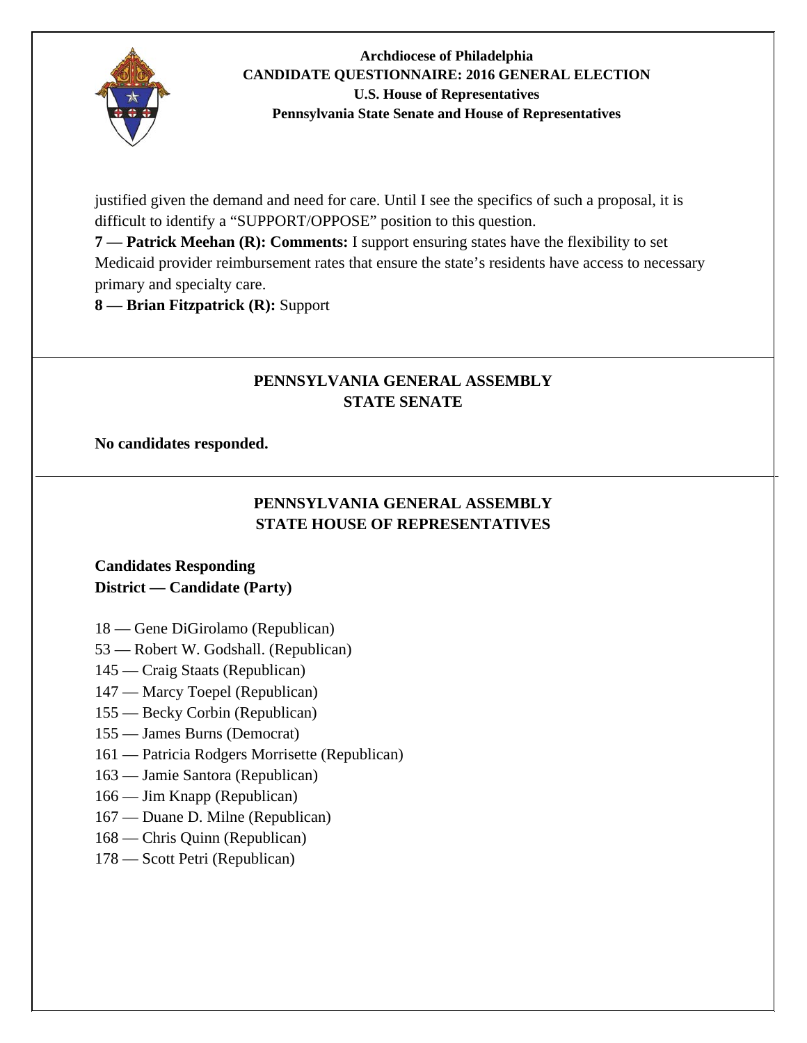justified given the demand and need for care. Until I see the specifics of such a proposal, it is difficult to identify a "SUPPORT/OPPOSE" position to this question.

**7 — Patrick Meehan (R): Comments:** I support ensuring states have the flexibility to set Medicaid provider reimbursement rates that ensure the state's residents have access to necessary primary and specialty care.

**8 — Brian Fitzpatrick (R):** Support

## PENNSYLVANIA GENERAL ASSEMBLY
## STATE SENATE

**No candidates responded.**

## PENNSYLVANIA GENERAL ASSEMBLY
## STATE HOUSE OF REPRESENTATIVES

**Candidates Responding**
**District — Candidate (Party)**

18 — Gene DiGirolamo (Republican)
53 — Robert W. Godshall. (Republican)
145 — Craig Staats (Republican)
147 — Marcy Toepel (Republican)
155 — Becky Corbin (Republican)
155 — James Burns (Democrat)
161 — Patricia Rodgers Morrisette (Republican)
163 — Jamie Santora (Republican)
166 — Jim Knapp (Republican)
167 — Duane D. Milne (Republican)
168 — Chris Quinn (Republican)
178 — Scott Petri (Republican)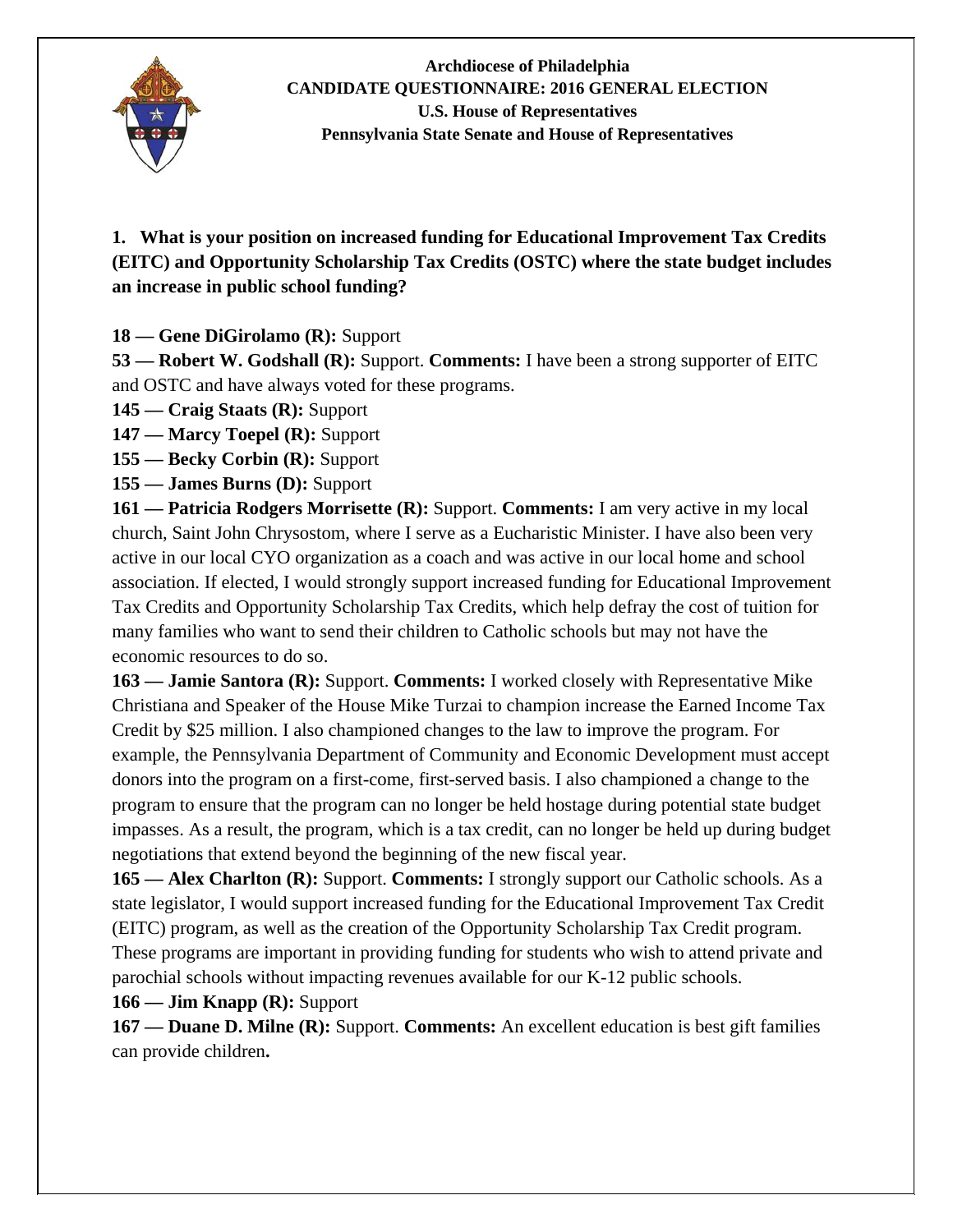**Archdiocese of Philadelphia**
**CANDIDATE QUESTIONNAIRE: 2016 GENERAL ELECTION**
**U.S. House of Representatives**
**Pennsylvania State Senate and House of Representatives**

**1. What is your position on increased funding for Educational Improvement Tax Credits (EITC) and Opportunity Scholarship Tax Credits (OSTC) where the state budget includes an increase in public school funding?**

**18 — Gene DiGirolamo (R):** Support

**53 — Robert W. Godshall (R):** Support. **Comments:** I have been a strong supporter of EITC and OSTC and have always voted for these programs.

**145 — Craig Staats (R):** Support

**147 — Marcy Toepel (R):** Support

**155 — Becky Corbin (R):** Support

**155 — James Burns (D):** Support

**161 — Patricia Rodgers Morrisette (R):** Support. **Comments:** I am very active in my local church, Saint John Chrysostom, where I serve as a Eucharistic Minister. I have also been very active in our local CYO organization as a coach and was active in our local home and school association. If elected, I would strongly support increased funding for Educational Improvement Tax Credits and Opportunity Scholarship Tax Credits, which help defray the cost of tuition for many families who want to send their children to Catholic schools but may not have the economic resources to do so.

**163 — Jamie Santora (R):** Support. **Comments:** I worked closely with Representative Mike Christiana and Speaker of the House Mike Turzai to champion increase the Earned Income Tax Credit by $25 million. I also championed changes to the law to improve the program. For example, the Pennsylvania Department of Community and Economic Development must accept donors into the program on a first-come, first-served basis. I also championed a change to the program to ensure that the program can no longer be held hostage during potential state budget impasses. As a result, the program, which is a tax credit, can no longer be held up during budget negotiations that extend beyond the beginning of the new fiscal year.

**165 — Alex Charlton (R):** Support. **Comments:** I strongly support our Catholic schools. As a state legislator, I would support increased funding for the Educational Improvement Tax Credit (EITC) program, as well as the creation of the Opportunity Scholarship Tax Credit program. These programs are important in providing funding for students who wish to attend private and parochial schools without impacting revenues available for our K-12 public schools.

**166 — Jim Knapp (R):** Support

**167 — Duane D. Milne (R):** Support. **Comments:** An excellent education is best gift families can provide children.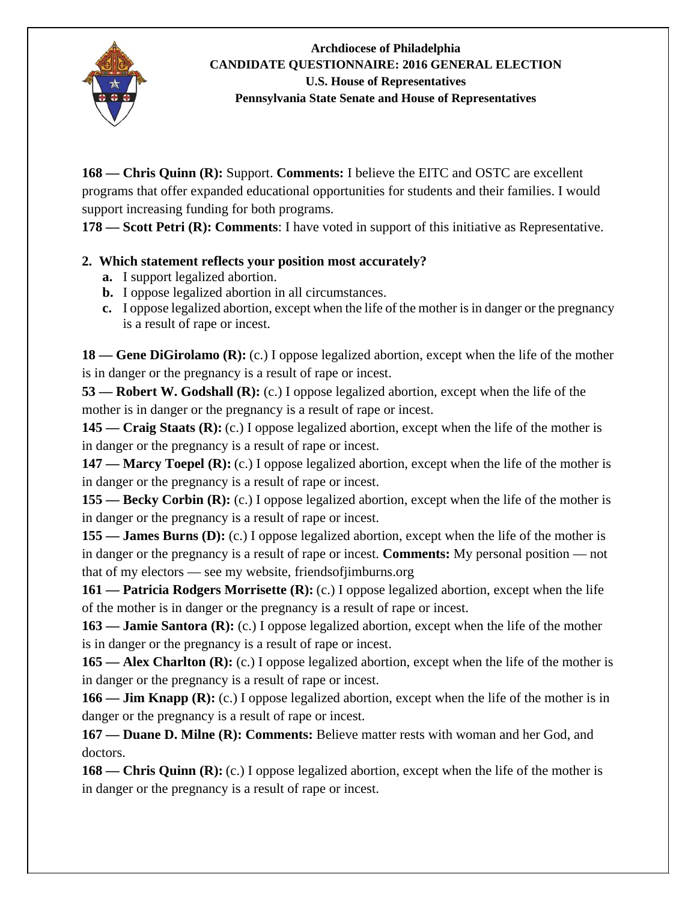**Archdiocese of Philadelphia**
**CANDIDATE QUESTIONNAIRE: 2016 GENERAL ELECTION**
**U.S. House of Representatives**
**Pennsylvania State Senate and House of Representatives**

**168 — Chris Quinn (R):** Support. **Comments:** I believe the EITC and OSTC are excellent programs that offer expanded educational opportunities for students and their families. I would support increasing funding for both programs.
**178 — Scott Petri (R): Comments**: I have voted in support of this initiative as Representative.

**2. Which statement reflects your position most accurately?**

- **a.** I support legalized abortion.
- **b.** I oppose legalized abortion in all circumstances.
- **c.** I oppose legalized abortion, except when the life of the mother is in danger or the pregnancy is a result of rape or incest.

**18 — Gene DiGirolamo (R):** (c.) I oppose legalized abortion, except when the life of the mother is in danger or the pregnancy is a result of rape or incest.
**53 — Robert W. Godshall (R):** (c.) I oppose legalized abortion, except when the life of the mother is in danger or the pregnancy is a result of rape or incest.
**145 — Craig Staats (R):** (c.) I oppose legalized abortion, except when the life of the mother is in danger or the pregnancy is a result of rape or incest.
**147 — Marcy Toepel (R):** (c.) I oppose legalized abortion, except when the life of the mother is in danger or the pregnancy is a result of rape or incest.
**155 — Becky Corbin (R):** (c.) I oppose legalized abortion, except when the life of the mother is in danger or the pregnancy is a result of rape or incest.
**155 — James Burns (D):** (c.) I oppose legalized abortion, except when the life of the mother is in danger or the pregnancy is a result of rape or incest. **Comments:** My personal position — not that of my electors — see my website, friendsofjimburns.org
**161 — Patricia Rodgers Morrisette (R):** (c.) I oppose legalized abortion, except when the life of the mother is in danger or the pregnancy is a result of rape or incest.
**163 — Jamie Santora (R):** (c.) I oppose legalized abortion, except when the life of the mother is in danger or the pregnancy is a result of rape or incest.
**165 — Alex Charlton (R):** (c.) I oppose legalized abortion, except when the life of the mother is in danger or the pregnancy is a result of rape or incest.
**166 — Jim Knapp (R):** (c.) I oppose legalized abortion, except when the life of the mother is in danger or the pregnancy is a result of rape or incest.
**167 — Duane D. Milne (R): Comments:** Believe matter rests with woman and her God, and doctors.
**168 — Chris Quinn (R):** (c.) I oppose legalized abortion, except when the life of the mother is in danger or the pregnancy is a result of rape or incest.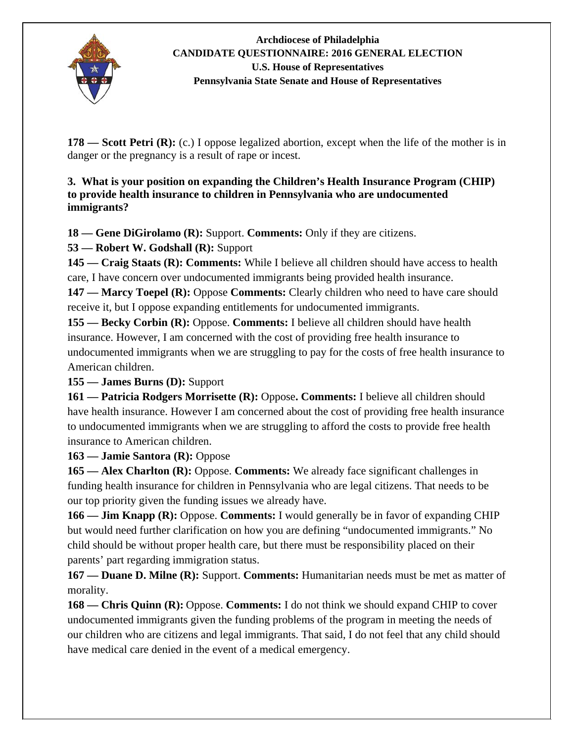**178 — Scott Petri (R):** (c.) I oppose legalized abortion, except when the life of the mother is in danger or the pregnancy is a result of rape or incest.

**3. What is your position on expanding the Children's Health Insurance Program (CHIP) to provide health insurance to children in Pennsylvania who are undocumented immigrants?**

**18 — Gene DiGirolamo (R):** Support. **Comments:** Only if they are citizens.

**53 — Robert W. Godshall (R):** Support

**145 — Craig Staats (R): Comments:** While I believe all children should have access to health care, I have concern over undocumented immigrants being provided health insurance.

**147 — Marcy Toepel (R):** Oppose **Comments:** Clearly children who need to have care should receive it, but I oppose expanding entitlements for undocumented immigrants.

**155 — Becky Corbin (R):** Oppose. **Comments:** I believe all children should have health insurance. However, I am concerned with the cost of providing free health insurance to undocumented immigrants when we are struggling to pay for the costs of free health insurance to American children.

**155 — James Burns (D):** Support

**161 — Patricia Rodgers Morrisette (R):** Oppose**. Comments:** I believe all children should have health insurance. However I am concerned about the cost of providing free health insurance to undocumented immigrants when we are struggling to afford the costs to provide free health insurance to American children.

**163 — Jamie Santora (R):** Oppose

**165 — Alex Charlton (R):** Oppose. **Comments:** We already face significant challenges in funding health insurance for children in Pennsylvania who are legal citizens. That needs to be our top priority given the funding issues we already have.

**166 — Jim Knapp (R):** Oppose. **Comments:** I would generally be in favor of expanding CHIP but would need further clarification on how you are defining "undocumented immigrants." No child should be without proper health care, but there must be responsibility placed on their parents' part regarding immigration status.

**167 — Duane D. Milne (R):** Support. **Comments:** Humanitarian needs must be met as matter of morality.

**168 — Chris Quinn (R):** Oppose. **Comments:** I do not think we should expand CHIP to cover undocumented immigrants given the funding problems of the program in meeting the needs of our children who are citizens and legal immigrants. That said, I do not feel that any child should have medical care denied in the event of a medical emergency.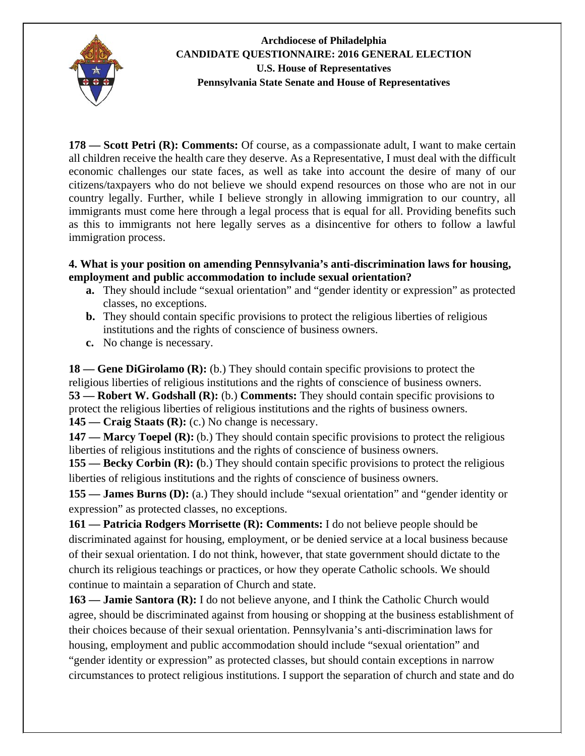**178 — Scott Petri (R): Comments:** Of course, as a compassionate adult, I want to make certain all children receive the health care they deserve. As a Representative, I must deal with the difficult economic challenges our state faces, as well as take into account the desire of many of our citizens/taxpayers who do not believe we should expend resources on those who are not in our country legally. Further, while I believe strongly in allowing immigration to our country, all immigrants must come here through a legal process that is equal for all. Providing benefits such as this to immigrants not here legally serves as a disincentive for others to follow a lawful immigration process.

**4. What is your position on amending Pennsylvania's anti-discrimination laws for housing, employment and public accommodation to include sexual orientation?**

- **a.** They should include "sexual orientation" and "gender identity or expression" as protected classes, no exceptions.
- **b.** They should contain specific provisions to protect the religious liberties of religious institutions and the rights of conscience of business owners.
- **c.** No change is necessary.

**18 — Gene DiGirolamo (R):** (b.) They should contain specific provisions to protect the religious liberties of religious institutions and the rights of conscience of business owners.
**53 — Robert W. Godshall (R):** (b.) **Comments:** They should contain specific provisions to protect the religious liberties of religious institutions and the rights of business owners.
**145 — Craig Staats (R):** (c.) No change is necessary.
**147 — Marcy Toepel (R):** (b.) They should contain specific provisions to protect the religious liberties of religious institutions and the rights of conscience of business owners.
**155 — Becky Corbin (R): (**b.) They should contain specific provisions to protect the religious liberties of religious institutions and the rights of conscience of business owners.
**155 — James Burns (D):** (a.) They should include "sexual orientation" and "gender identity or expression" as protected classes, no exceptions.
**161 — Patricia Rodgers Morrisette (R): Comments:** I do not believe people should be discriminated against for housing, employment, or be denied service at a local business because of their sexual orientation. I do not think, however, that state government should dictate to the church its religious teachings or practices, or how they operate Catholic schools. We should continue to maintain a separation of Church and state.
**163 — Jamie Santora (R):** I do not believe anyone, and I think the Catholic Church would agree, should be discriminated against from housing or shopping at the business establishment of their choices because of their sexual orientation. Pennsylvania's anti-discrimination laws for housing, employment and public accommodation should include "sexual orientation" and "gender identity or expression" as protected classes, but should contain exceptions in narrow circumstances to protect religious institutions. I support the separation of church and state and do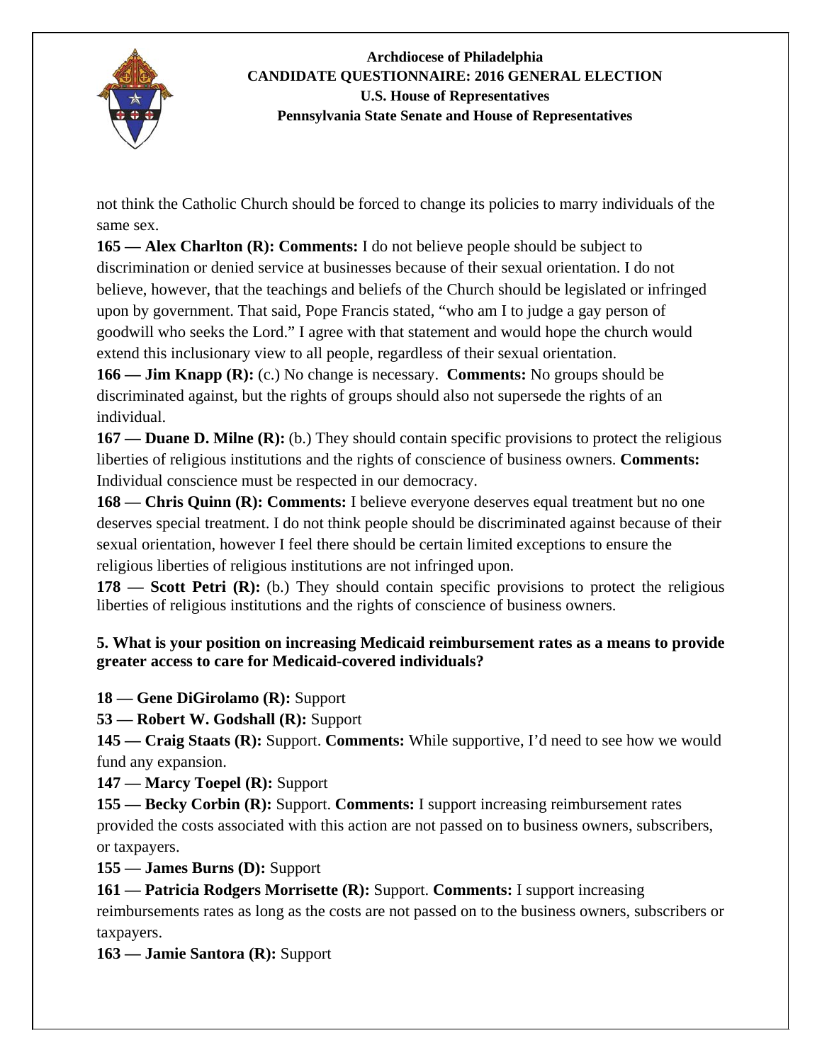not think the Catholic Church should be forced to change its policies to marry individuals of the same sex.

**165 — Alex Charlton (R): Comments:** I do not believe people should be subject to discrimination or denied service at businesses because of their sexual orientation. I do not believe, however, that the teachings and beliefs of the Church should be legislated or infringed upon by government. That said, Pope Francis stated, "who am I to judge a gay person of goodwill who seeks the Lord." I agree with that statement and would hope the church would extend this inclusionary view to all people, regardless of their sexual orientation.

**166 — Jim Knapp (R):** (c.) No change is necessary. **Comments:** No groups should be discriminated against, but the rights of groups should also not supersede the rights of an individual.

**167 — Duane D. Milne (R):** (b.) They should contain specific provisions to protect the religious liberties of religious institutions and the rights of conscience of business owners. **Comments:** Individual conscience must be respected in our democracy.

**168 — Chris Quinn (R): Comments:** I believe everyone deserves equal treatment but no one deserves special treatment. I do not think people should be discriminated against because of their sexual orientation, however I feel there should be certain limited exceptions to ensure the religious liberties of religious institutions are not infringed upon.

**178 — Scott Petri (R):** (b.) They should contain specific provisions to protect the religious liberties of religious institutions and the rights of conscience of business owners.

**5. What is your position on increasing Medicaid reimbursement rates as a means to provide greater access to care for Medicaid-covered individuals?**

**18 — Gene DiGirolamo (R):** Support

**53 — Robert W. Godshall (R):** Support

**145 — Craig Staats (R):** Support. **Comments:** While supportive, I'd need to see how we would fund any expansion.

**147 — Marcy Toepel (R):** Support

**155 — Becky Corbin (R):** Support. **Comments:** I support increasing reimbursement rates provided the costs associated with this action are not passed on to business owners, subscribers, or taxpayers.

**155 — James Burns (D):** Support

**161 — Patricia Rodgers Morrisette (R):** Support. **Comments:** I support increasing reimbursements rates as long as the costs are not passed on to the business owners, subscribers or taxpayers.

**163 — Jamie Santora (R):** Support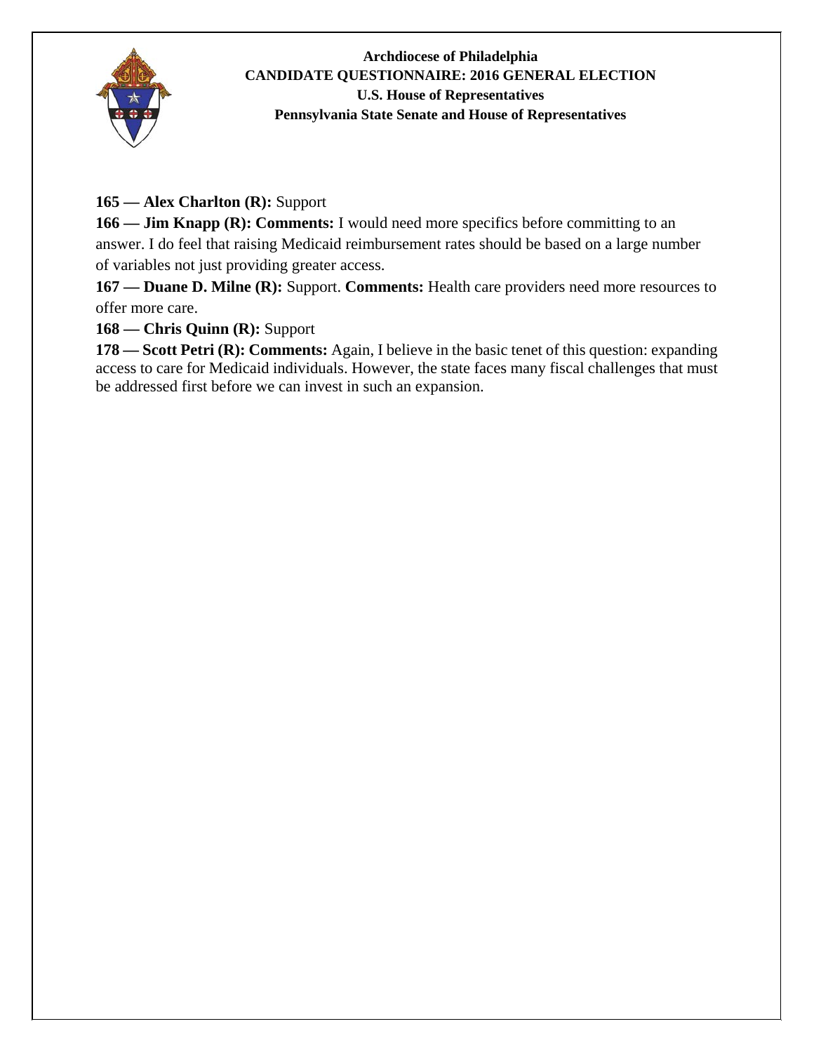**165 — Alex Charlton (R):** Support

**166 — Jim Knapp (R): Comments:** I would need more specifics before committing to an answer. I do feel that raising Medicaid reimbursement rates should be based on a large number of variables not just providing greater access.

**167 — Duane D. Milne (R):** Support. **Comments:** Health care providers need more resources to offer more care.

**168 — Chris Quinn (R):** Support

**178 — Scott Petri (R): Comments:** Again, I believe in the basic tenet of this question: expanding access to care for Medicaid individuals. However, the state faces many fiscal challenges that must be addressed first before we can invest in such an expansion.